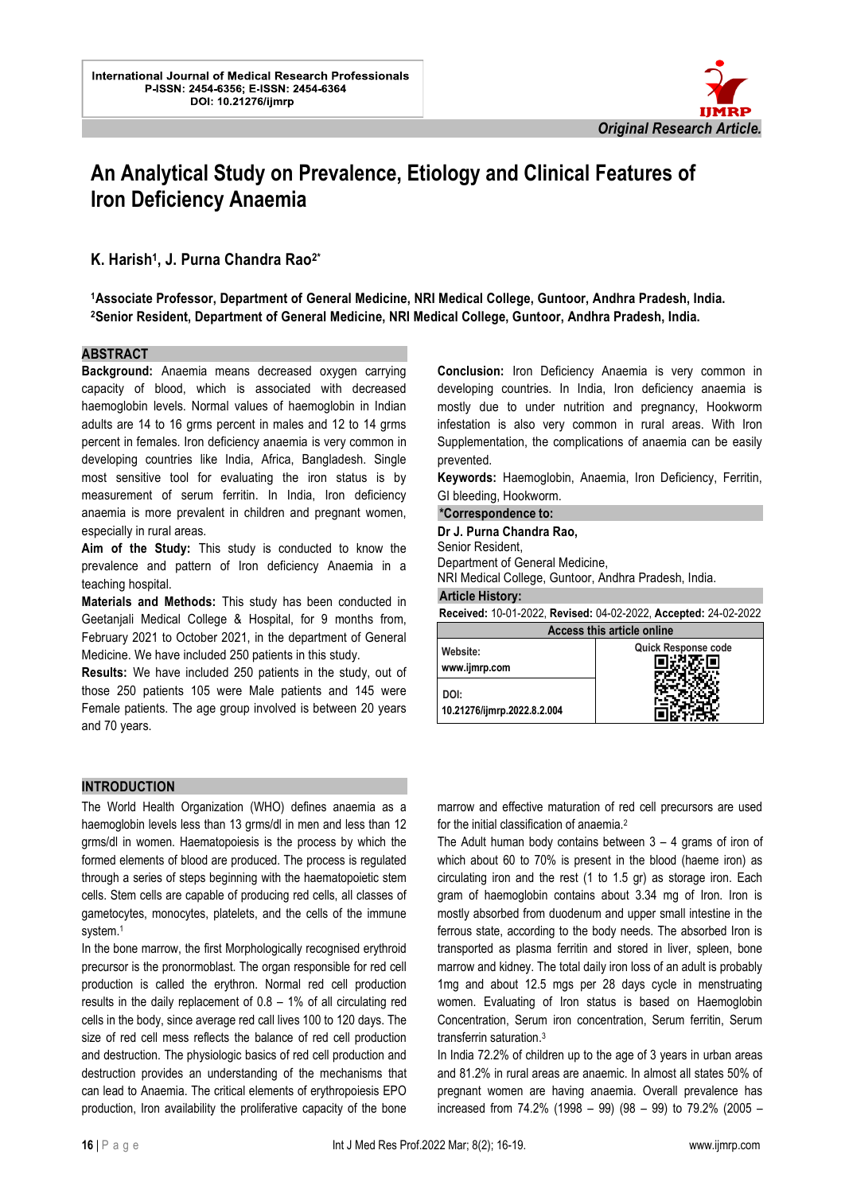International Journal of Medical Research Professionals
P-ISSN: 2454-6356; E-ISSN: 2454-6364
DOI: 10.21276/ijmrp

*Original Research Article.*

# An Analytical Study on Prevalence, Etiology and Clinical Features of Iron Deficiency Anaemia

**K. Harish[1], J. Purna Chandra Rao[2*]**

**[1]Associate Professor, Department of General Medicine, NRI Medical College, Guntoor, Andhra Pradesh, India.**
**[2]Senior Resident, Department of General Medicine, NRI Medical College, Guntoor, Andhra Pradesh, India.**

## ABSTRACT

**Background:** Anaemia means decreased oxygen carrying capacity of blood, which is associated with decreased haemoglobin levels. Normal values of haemoglobin in Indian adults are 14 to 16 grms percent in males and 12 to 14 grms percent in females. Iron deficiency anaemia is very common in developing countries like India, Africa, Bangladesh. Single most sensitive tool for evaluating the iron status is by measurement of serum ferritin. In India, Iron deficiency anaemia is more prevalent in children and pregnant women, especially in rural areas.

**Aim of the Study:** This study is conducted to know the prevalence and pattern of Iron deficiency Anaemia in a teaching hospital.

**Materials and Methods:** This study has been conducted in Geetanjali Medical College & Hospital, for 9 months from, February 2021 to October 2021, in the department of General Medicine. We have included 250 patients in this study.

**Results:** We have included 250 patients in the study, out of those 250 patients 105 were Male patients and 145 were Female patients. The age group involved is between 20 years and 70 years.

**Conclusion:** Iron Deficiency Anaemia is very common in developing countries. In India, Iron deficiency anaemia is mostly due to under nutrition and pregnancy, Hookworm infestation is also very common in rural areas. With Iron Supplementation, the complications of anaemia can be easily prevented.

**Keywords:** Haemoglobin, Anaemia, Iron Deficiency, Ferritin, GI bleeding, Hookworm.

**\*Correspondence to:**

**Dr J. Purna Chandra Rao,**
Senior Resident,
Department of General Medicine,
NRI Medical College, Guntoor, Andhra Pradesh, India.

**Article History:**

**Received:** 10-01-2022, **Revised:** 04-02-2022, **Accepted:** 24-02-2022

| Access this article online | |
|---|---|
| Website: www.ijmrp.com | Quick Response code |
| DOI: 10.21276/ijmrp.2022.8.2.004 | |

## INTRODUCTION

The World Health Organization (WHO) defines anaemia as a haemoglobin levels less than 13 grms/dl in men and less than 12 grms/dl in women. Haematopoiesis is the process by which the formed elements of blood are produced. The process is regulated through a series of steps beginning with the haematopoietic stem cells. Stem cells are capable of producing red cells, all classes of gametocytes, monocytes, platelets, and the cells of the immune system.[1]

In the bone marrow, the first Morphologically recognised erythroid precursor is the pronormoblast. The organ responsible for red cell production is called the erythron. Normal red cell production results in the daily replacement of 0.8 – 1% of all circulating red cells in the body, since average red call lives 100 to 120 days. The size of red cell mess reflects the balance of red cell production and destruction. The physiologic basics of red cell production and destruction provides an understanding of the mechanisms that can lead to Anaemia. The critical elements of erythropoiesis EPO production, Iron availability the proliferative capacity of the bone marrow and effective maturation of red cell precursors are used for the initial classification of anaemia.[2]

The Adult human body contains between 3 – 4 grams of iron of which about 60 to 70% is present in the blood (haeme iron) as circulating iron and the rest (1 to 1.5 gr) as storage iron. Each gram of haemoglobin contains about 3.34 mg of Iron. Iron is mostly absorbed from duodenum and upper small intestine in the ferrous state, according to the body needs. The absorbed Iron is transported as plasma ferritin and stored in liver, spleen, bone marrow and kidney. The total daily iron loss of an adult is probably 1mg and about 12.5 mgs per 28 days cycle in menstruating women. Evaluating of Iron status is based on Haemoglobin Concentration, Serum iron concentration, Serum ferritin, Serum transferrin saturation.[3]

In India 72.2% of children up to the age of 3 years in urban areas and 81.2% in rural areas are anaemic. In almost all states 50% of pregnant women are having anaemia. Overall prevalence has increased from 74.2% (1998 – 99) (98 – 99) to 79.2% (2005 –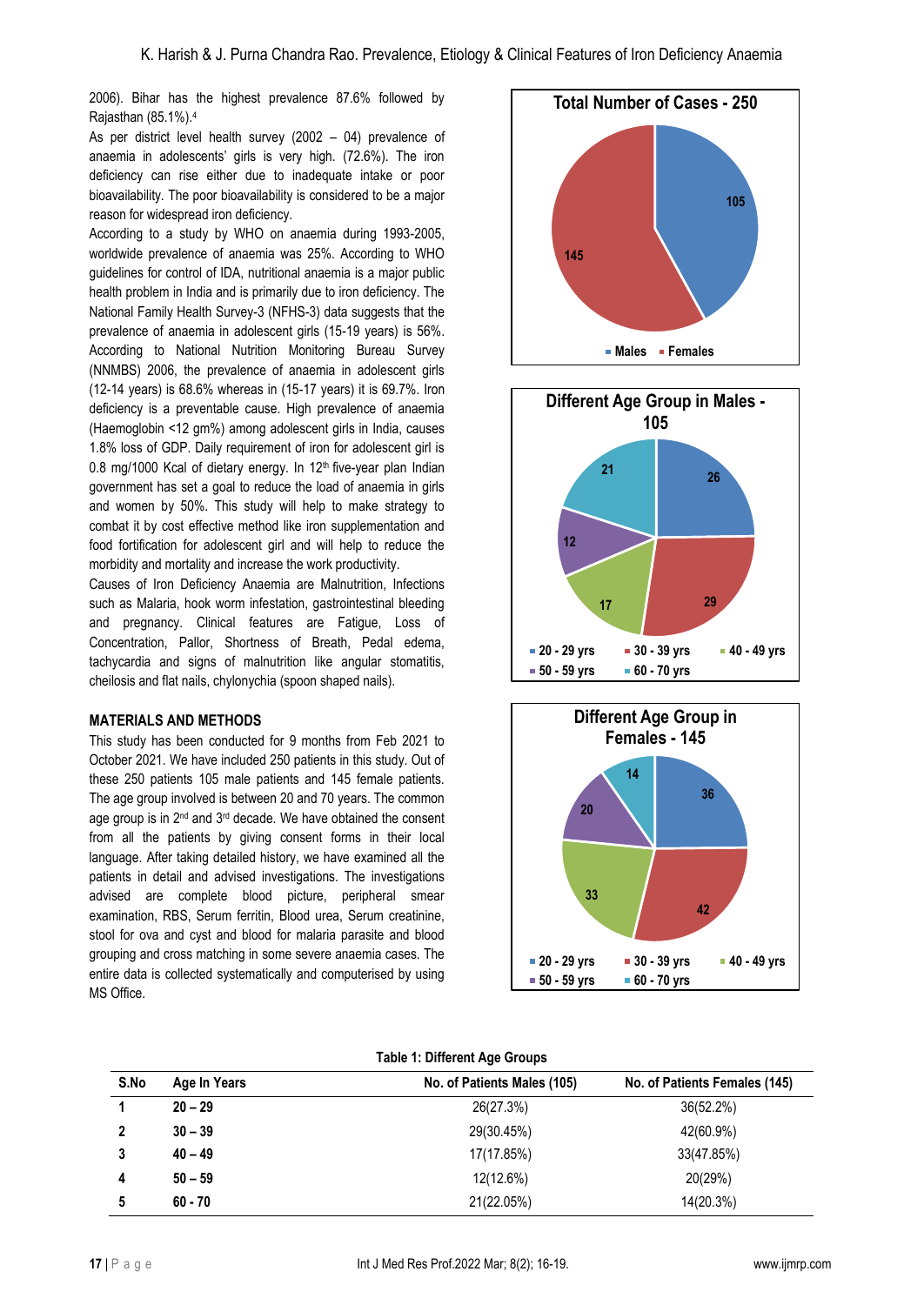2006). Bihar has the highest prevalence 87.6% followed by Rajasthan (85.1%).[4]

As per district level health survey (2002 – 04) prevalence of anaemia in adolescents' girls is very high. (72.6%). The iron deficiency can rise either due to inadequate intake or poor bioavailability. The poor bioavailability is considered to be a major reason for widespread iron deficiency.

According to a study by WHO on anaemia during 1993-2005, worldwide prevalence of anaemia was 25%. According to WHO guidelines for control of IDA, nutritional anaemia is a major public health problem in India and is primarily due to iron deficiency. The National Family Health Survey-3 (NFHS-3) data suggests that the prevalence of anaemia in adolescent girls (15-19 years) is 56%. According to National Nutrition Monitoring Bureau Survey (NNMBS) 2006, the prevalence of anaemia in adolescent girls (12-14 years) is 68.6% whereas in (15-17 years) it is 69.7%. Iron deficiency is a preventable cause. High prevalence of anaemia (Haemoglobin <12 gm%) among adolescent girls in India, causes 1.8% loss of GDP. Daily requirement of iron for adolescent girl is 0.8 mg/1000 Kcal of dietary energy. In 12th five-year plan Indian government has set a goal to reduce the load of anaemia in girls and women by 50%. This study will help to make strategy to combat it by cost effective method like iron supplementation and food fortification for adolescent girl and will help to reduce the morbidity and mortality and increase the work productivity.

Causes of Iron Deficiency Anaemia are Malnutrition, Infections such as Malaria, hook worm infestation, gastrointestinal bleeding and pregnancy. Clinical features are Fatigue, Loss of Concentration, Pallor, Shortness of Breath, Pedal edema, tachycardia and signs of malnutrition like angular stomatitis, cheilosis and flat nails, chylonychia (spoon shaped nails).

## MATERIALS AND METHODS

This study has been conducted for 9 months from Feb 2021 to October 2021. We have included 250 patients in this study. Out of these 250 patients 105 male patients and 145 female patients. The age group involved is between 20 and 70 years. The common age group is in 2nd and 3rd decade. We have obtained the consent from all the patients by giving consent forms in their local language. After taking detailed history, we have examined all the patients in detail and advised investigations. The investigations advised are complete blood picture, peripheral smear examination, RBS, Serum ferritin, Blood urea, Serum creatinine, stool for ova and cyst and blood for malaria parasite and blood grouping and cross matching in some severe anaemia cases. The entire data is collected systematically and computerised by using MS Office.

**Total Number of Cases - 250**

Males: 105; Females: 145

**Different Age Group in Males - 105**

20 - 29 yrs: 26; 30 - 39 yrs: 29; 40 - 49 yrs: 17; 50 - 59 yrs: 12; 60 - 70 yrs: 21

**Different Age Group in Females - 145**

20 - 29 yrs: 36; 30 - 39 yrs: 42; 40 - 49 yrs: 33; 50 - 59 yrs: 20; 60 - 70 yrs: 14

**Table 1: Different Age Groups**

| S.No | Age In Years | No. of Patients Males (105) | No. of Patients Females (145) |
|---|---|---|---|
| 1 | 20 – 29 | 26(27.3%) | 36(52.2%) |
| 2 | 30 – 39 | 29(30.45%) | 42(60.9%) |
| 3 | 40 – 49 | 17(17.85%) | 33(47.85%) |
| 4 | 50 – 59 | 12(12.6%) | 20(29%) |
| 5 | 60 - 70 | 21(22.05%) | 14(20.3%) |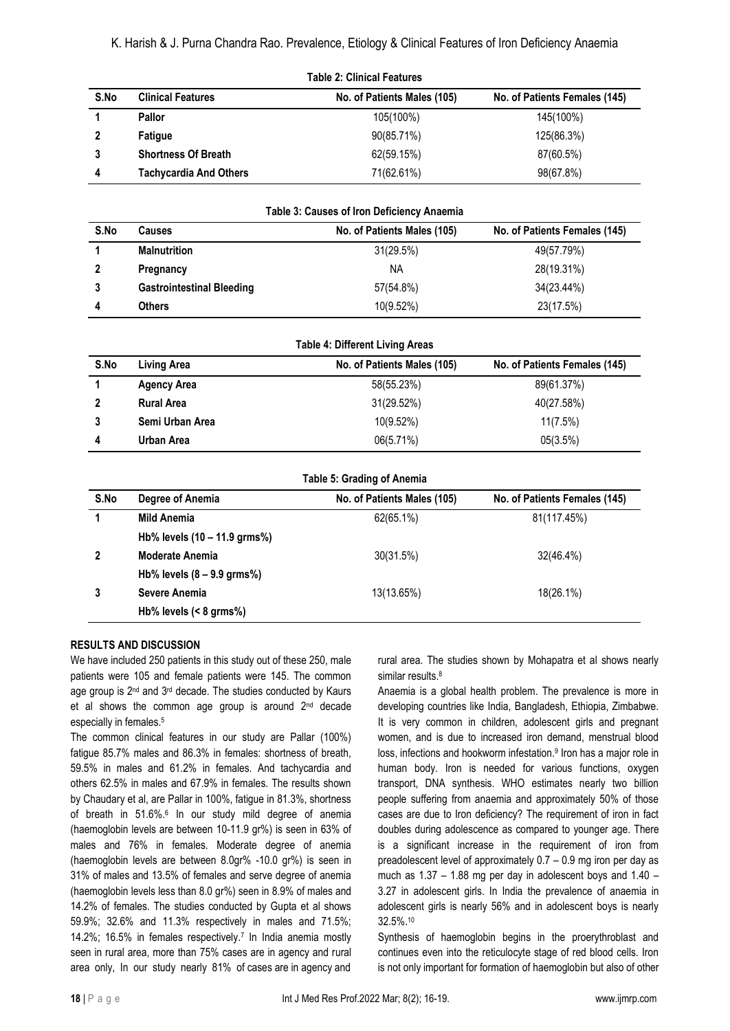**Table 2: Clinical Features**

| S.No | Clinical Features | No. of Patients Males (105) | No. of Patients Females (145) |
|---|---|---|---|
| 1 | **Pallor** | 105(100%) | 145(100%) |
| 2 | **Fatigue** | 90(85.71%) | 125(86.3%) |
| 3 | **Shortness Of Breath** | 62(59.15%) | 87(60.5%) |
| 4 | **Tachycardia And Others** | 71(62.61%) | 98(67.8%) |

**Table 3: Causes of Iron Deficiency Anaemia**

| S.No | Causes | No. of Patients Males (105) | No. of Patients Females (145) |
|---|---|---|---|
| 1 | **Malnutrition** | 31(29.5%) | 49(57.79%) |
| 2 | **Pregnancy** | NA | 28(19.31%) |
| 3 | **Gastrointestinal Bleeding** | 57(54.8%) | 34(23.44%) |
| 4 | **Others** | 10(9.52%) | 23(17.5%) |

**Table 4: Different Living Areas**

| S.No | Living Area | No. of Patients Males (105) | No. of Patients Females (145) |
|---|---|---|---|
| 1 | **Agency Area** | 58(55.23%) | 89(61.37%) |
| 2 | **Rural Area** | 31(29.52%) | 40(27.58%) |
| 3 | **Semi Urban Area** | 10(9.52%) | 11(7.5%) |
| 4 | **Urban Area** | 06(5.71%) | 05(3.5%) |

**Table 5: Grading of Anemia**

| S.No | Degree of Anemia | No. of Patients Males (105) | No. of Patients Females (145) |
|---|---|---|---|
| 1 | **Mild Anemia** **Hb% levels (10 – 11.9 grms%)** | 62(65.1%) | 81(117.45%) |
| 2 | **Moderate Anemia** **Hb% levels (8 – 9.9 grms%)** | 30(31.5%) | 32(46.4%) |
| 3 | **Severe Anemia** **Hb% levels (< 8 grms%)** | 13(13.65%) | 18(26.1%) |

## RESULTS AND DISCUSSION

We have included 250 patients in this study out of these 250, male patients were 105 and female patients were 145. The common age group is 2nd and 3rd decade. The studies conducted by Kaurs et al shows the common age group is around 2nd decade especially in females.[5]

The common clinical features in our study are Pallar (100%) fatigue 85.7% males and 86.3% in females: shortness of breath, 59.5% in males and 61.2% in females. And tachycardia and others 62.5% in males and 67.9% in females. The results shown by Chaudary et al, are Pallar in 100%, fatigue in 81.3%, shortness of breath in 51.6%.[6] In our study mild degree of anemia (haemoglobin levels are between 10-11.9 gr%) is seen in 63% of males and 76% in females. Moderate degree of anemia (haemoglobin levels are between 8.0gr% -10.0 gr%) is seen in 31% of males and 13.5% of females and serve degree of anemia (haemoglobin levels less than 8.0 gr%) seen in 8.9% of males and 14.2% of females. The studies conducted by Gupta et al shows 59.9%; 32.6% and 11.3% respectively in males and 71.5%; 14.2%; 16.5% in females respectively.[7] In India anemia mostly seen in rural area, more than 75% cases are in agency and rural area only, In our study nearly 81% of cases are in agency and rural area. The studies shown by Mohapatra et al shows nearly similar results.[8]

Anaemia is a global health problem. The prevalence is more in developing countries like India, Bangladesh, Ethiopia, Zimbabwe. It is very common in children, adolescent girls and pregnant women, and is due to increased iron demand, menstrual blood loss, infections and hookworm infestation.[9] Iron has a major role in human body. Iron is needed for various functions, oxygen transport, DNA synthesis. WHO estimates nearly two billion people suffering from anaemia and approximately 50% of those cases are due to Iron deficiency? The requirement of iron in fact doubles during adolescence as compared to younger age. There is a significant increase in the requirement of iron from preadolescent level of approximately 0.7 – 0.9 mg iron per day as much as 1.37 – 1.88 mg per day in adolescent boys and 1.40 – 3.27 in adolescent girls. In India the prevalence of anaemia in adolescent girls is nearly 56% and in adolescent boys is nearly 32.5%.[10]

Synthesis of haemoglobin begins in the proerythroblast and continues even into the reticulocyte stage of red blood cells. Iron is not only important for formation of haemoglobin but also of other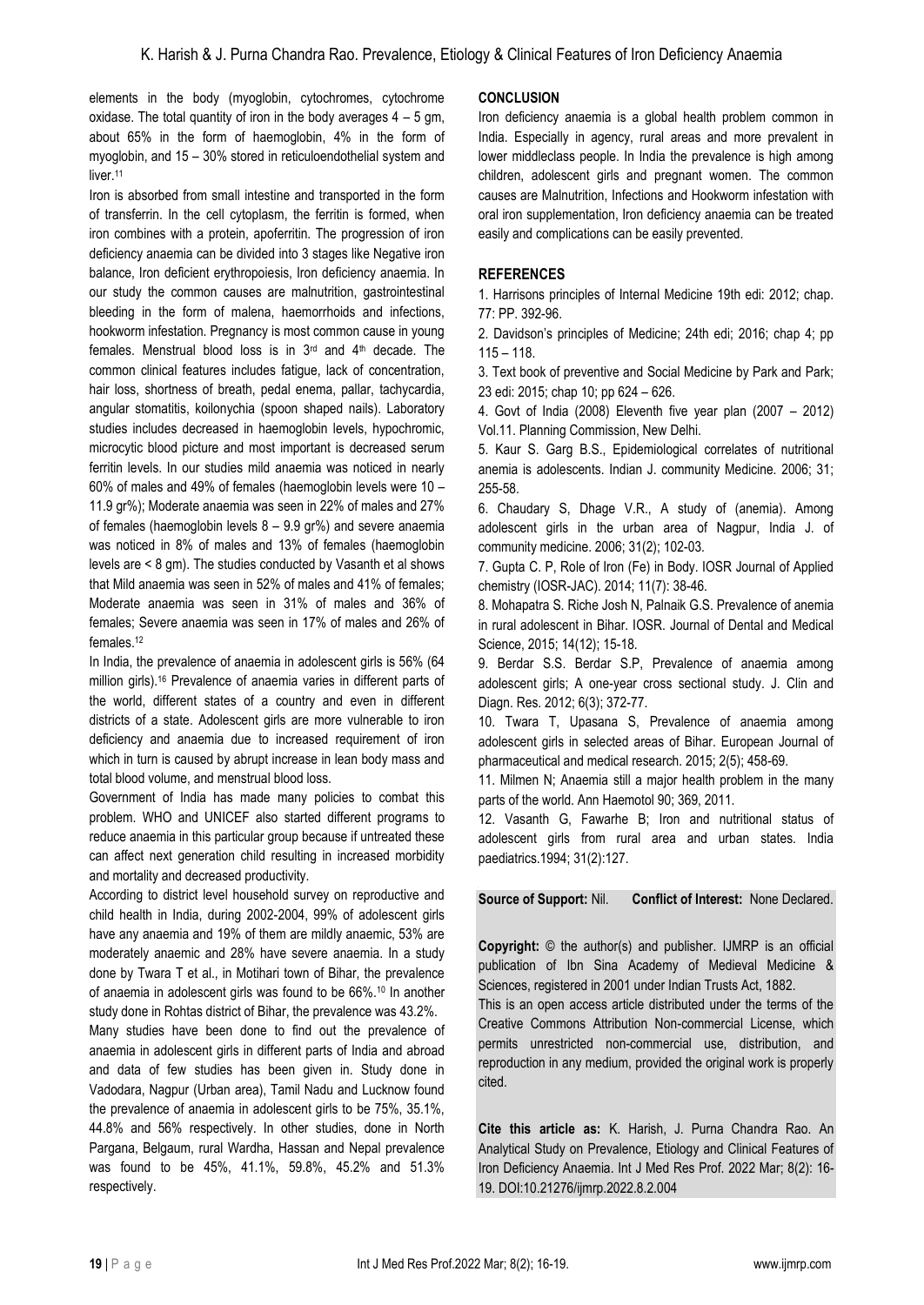elements in the body (myoglobin, cytochromes, cytochrome oxidase. The total quantity of iron in the body averages 4 – 5 gm, about 65% in the form of haemoglobin, 4% in the form of myoglobin, and 15 – 30% stored in reticuloendothelial system and liver.[11]

Iron is absorbed from small intestine and transported in the form of transferrin. In the cell cytoplasm, the ferritin is formed, when iron combines with a protein, apoferritin. The progression of iron deficiency anaemia can be divided into 3 stages like Negative iron balance, Iron deficient erythropoiesis, Iron deficiency anaemia. In our study the common causes are malnutrition, gastrointestinal bleeding in the form of malena, haemorrhoids and infections, hookworm infestation. Pregnancy is most common cause in young females. Menstrual blood loss is in 3rd and 4th decade. The common clinical features includes fatigue, lack of concentration, hair loss, shortness of breath, pedal enema, pallar, tachycardia, angular stomatitis, koilonychia (spoon shaped nails). Laboratory studies includes decreased in haemoglobin levels, hypochromic, microcytic blood picture and most important is decreased serum ferritin levels. In our studies mild anaemia was noticed in nearly 60% of males and 49% of females (haemoglobin levels were 10 – 11.9 gr%); Moderate anaemia was seen in 22% of males and 27% of females (haemoglobin levels 8 – 9.9 gr%) and severe anaemia was noticed in 8% of males and 13% of females (haemoglobin levels are < 8 gm). The studies conducted by Vasanth et al shows that Mild anaemia was seen in 52% of males and 41% of females; Moderate anaemia was seen in 31% of males and 36% of females; Severe anaemia was seen in 17% of males and 26% of females.[12]

In India, the prevalence of anaemia in adolescent girls is 56% (64 million girls).[16] Prevalence of anaemia varies in different parts of the world, different states of a country and even in different districts of a state. Adolescent girls are more vulnerable to iron deficiency and anaemia due to increased requirement of iron which in turn is caused by abrupt increase in lean body mass and total blood volume, and menstrual blood loss.

Government of India has made many policies to combat this problem. WHO and UNICEF also started different programs to reduce anaemia in this particular group because if untreated these can affect next generation child resulting in increased morbidity and mortality and decreased productivity.

According to district level household survey on reproductive and child health in India, during 2002-2004, 99% of adolescent girls have any anaemia and 19% of them are mildly anaemic, 53% are moderately anaemic and 28% have severe anaemia. In a study done by Twara T et al., in Motihari town of Bihar, the prevalence of anaemia in adolescent girls was found to be 66%.[10] In another study done in Rohtas district of Bihar, the prevalence was 43.2%.

Many studies have been done to find out the prevalence of anaemia in adolescent girls in different parts of India and abroad and data of few studies has been given in. Study done in Vadodara, Nagpur (Urban area), Tamil Nadu and Lucknow found the prevalence of anaemia in adolescent girls to be 75%, 35.1%, 44.8% and 56% respectively. In other studies, done in North Pargana, Belgaum, rural Wardha, Hassan and Nepal prevalence was found to be 45%, 41.1%, 59.8%, 45.2% and 51.3% respectively.

## CONCLUSION

Iron deficiency anaemia is a global health problem common in India. Especially in agency, rural areas and more prevalent in lower middleclass people. In India the prevalence is high among children, adolescent girls and pregnant women. The common causes are Malnutrition, Infections and Hookworm infestation with oral iron supplementation, Iron deficiency anaemia can be treated easily and complications can be easily prevented.

## REFERENCES

1. Harrisons principles of Internal Medicine 19th edi: 2012; chap. 77: PP. 392-96.
2. Davidson's principles of Medicine; 24th edi; 2016; chap 4; pp 115 – 118.
3. Text book of preventive and Social Medicine by Park and Park; 23 edi: 2015; chap 10; pp 624 – 626.
4. Govt of India (2008) Eleventh five year plan (2007 – 2012) Vol.11. Planning Commission, New Delhi.
5. Kaur S. Garg B.S., Epidemiological correlates of nutritional anemia is adolescents. Indian J. community Medicine. 2006; 31; 255-58.
6. Chaudary S, Dhage V.R., A study of (anemia). Among adolescent girls in the urban area of Nagpur, India J. of community medicine. 2006; 31(2); 102-03.
7. Gupta C. P, Role of Iron (Fe) in Body. IOSR Journal of Applied chemistry (IOSR-JAC). 2014; 11(7): 38-46.
8. Mohapatra S. Riche Josh N, Palnaik G.S. Prevalence of anemia in rural adolescent in Bihar. IOSR. Journal of Dental and Medical Science, 2015; 14(12); 15-18.
9. Berdar S.S. Berdar S.P, Prevalence of anaemia among adolescent girls; A one-year cross sectional study. J. Clin and Diagn. Res. 2012; 6(3); 372-77.
10. Twara T, Upasana S, Prevalence of anaemia among adolescent girls in selected areas of Bihar. European Journal of pharmaceutical and medical research. 2015; 2(5); 458-69.
11. Milmen N; Anaemia still a major health problem in the many parts of the world. Ann Haemotol 90; 369, 2011.
12. Vasanth G, Fawarhe B; Iron and nutritional status of adolescent girls from rural area and urban states. India paediatrics.1994; 31(2):127.

**Source of Support:** Nil. **Conflict of Interest:** None Declared.

**Copyright:** © the author(s) and publisher. IJMRP is an official publication of Ibn Sina Academy of Medieval Medicine & Sciences, registered in 2001 under Indian Trusts Act, 1882.
This is an open access article distributed under the terms of the Creative Commons Attribution Non-commercial License, which permits unrestricted non-commercial use, distribution, and reproduction in any medium, provided the original work is properly cited.

**Cite this article as:** K. Harish, J. Purna Chandra Rao. An Analytical Study on Prevalence, Etiology and Clinical Features of Iron Deficiency Anaemia. Int J Med Res Prof. 2022 Mar; 8(2): 16-19. DOI:10.21276/ijmrp.2022.8.2.004